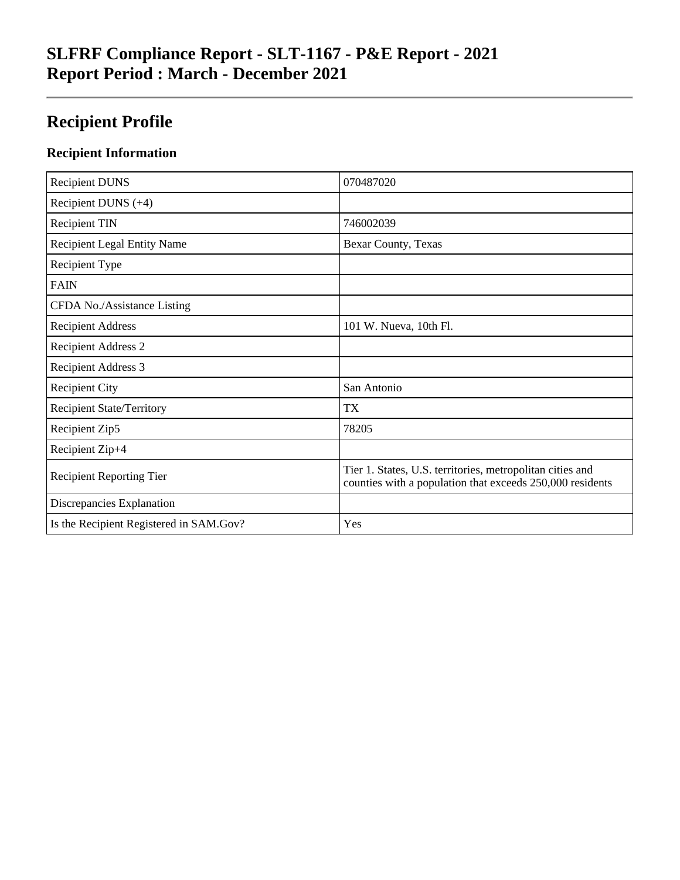# SLFRF Compliance Report - SLT-1167 - P&E Report - 2021
# Report Period : March - December 2021

## Recipient Profile

### Recipient Information

| | |
|---|---|
| Recipient DUNS | 070487020 |
| Recipient DUNS (+4) | |
| Recipient TIN | 746002039 |
| Recipient Legal Entity Name | Bexar County, Texas |
| Recipient Type | |
| FAIN | |
| CFDA No./Assistance Listing | |
| Recipient Address | 101 W. Nueva, 10th Fl. |
| Recipient Address 2 | |
| Recipient Address 3 | |
| Recipient City | San Antonio |
| Recipient State/Territory | TX |
| Recipient Zip5 | 78205 |
| Recipient Zip+4 | |
| Recipient Reporting Tier | Tier 1. States, U.S. territories, metropolitan cities and counties with a population that exceeds 250,000 residents |
| Discrepancies Explanation | |
| Is the Recipient Registered in SAM.Gov? | Yes |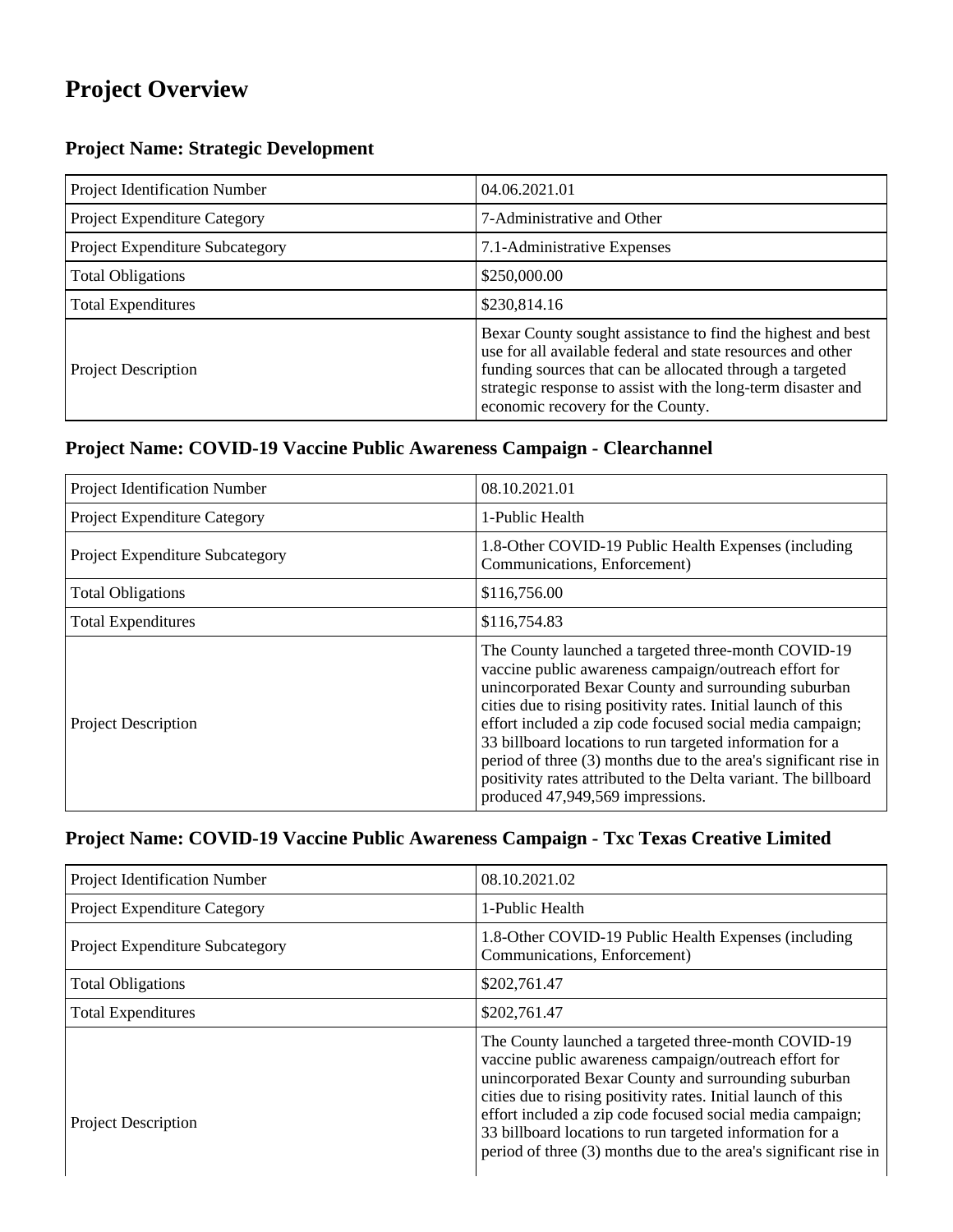# Project Overview

### Project Name: Strategic Development

| | |
|---|---|
| Project Identification Number | 04.06.2021.01 |
| Project Expenditure Category | 7-Administrative and Other |
| Project Expenditure Subcategory | 7.1-Administrative Expenses |
| Total Obligations | $250,000.00 |
| Total Expenditures | $230,814.16 |
| Project Description | Bexar County sought assistance to find the highest and best use for all available federal and state resources and other funding sources that can be allocated through a targeted strategic response to assist with the long-term disaster and economic recovery for the County. |

### Project Name: COVID-19 Vaccine Public Awareness Campaign - Clearchannel

| | |
|---|---|
| Project Identification Number | 08.10.2021.01 |
| Project Expenditure Category | 1-Public Health |
| Project Expenditure Subcategory | 1.8-Other COVID-19 Public Health Expenses (including Communications, Enforcement) |
| Total Obligations | $116,756.00 |
| Total Expenditures | $116,754.83 |
| Project Description | The County launched a targeted three-month COVID-19 vaccine public awareness campaign/outreach effort for unincorporated Bexar County and surrounding suburban cities due to rising positivity rates. Initial launch of this effort included a zip code focused social media campaign; 33 billboard locations to run targeted information for a period of three (3) months due to the area's significant rise in positivity rates attributed to the Delta variant. The billboard produced 47,949,569 impressions. |

### Project Name: COVID-19 Vaccine Public Awareness Campaign - Txc Texas Creative Limited

| | |
|---|---|
| Project Identification Number | 08.10.2021.02 |
| Project Expenditure Category | 1-Public Health |
| Project Expenditure Subcategory | 1.8-Other COVID-19 Public Health Expenses (including Communications, Enforcement) |
| Total Obligations | $202,761.47 |
| Total Expenditures | $202,761.47 |
| Project Description | The County launched a targeted three-month COVID-19 vaccine public awareness campaign/outreach effort for unincorporated Bexar County and surrounding suburban cities due to rising positivity rates. Initial launch of this effort included a zip code focused social media campaign; 33 billboard locations to run targeted information for a period of three (3) months due to the area's significant rise in |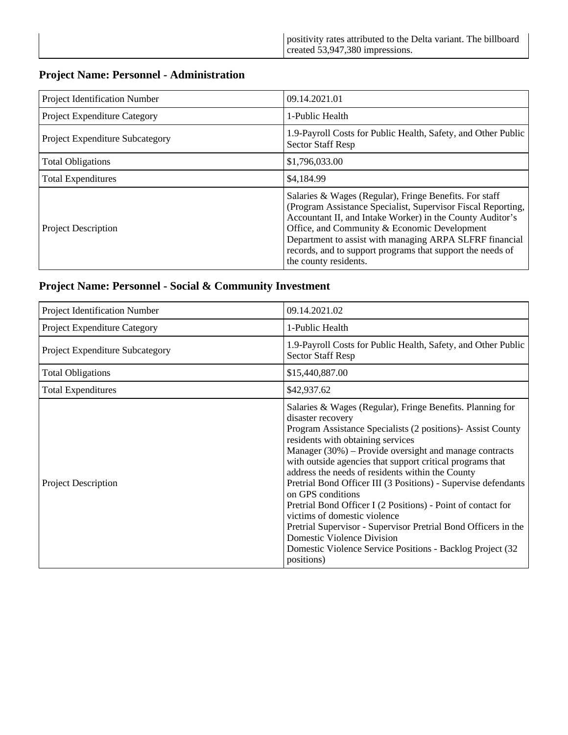| | positivity rates attributed to the Delta variant. The billboard created 53,947,380 impressions. |
|---|---|

### Project Name: Personnel - Administration

| Project Identification Number | 09.14.2021.01 |
|---|---|
| Project Expenditure Category | 1-Public Health |
| Project Expenditure Subcategory | 1.9-Payroll Costs for Public Health, Safety, and Other Public Sector Staff Resp |
| Total Obligations | $1,796,033.00 |
| Total Expenditures | $4,184.99 |
| Project Description | Salaries & Wages (Regular), Fringe Benefits. For staff (Program Assistance Specialist, Supervisor Fiscal Reporting, Accountant II, and Intake Worker) in the County Auditor's Office, and Community & Economic Development Department to assist with managing ARPA SLFRF financial records, and to support programs that support the needs of the county residents. |

### Project Name: Personnel - Social & Community Investment

| Project Identification Number | 09.14.2021.02 |
|---|---|
| Project Expenditure Category | 1-Public Health |
| Project Expenditure Subcategory | 1.9-Payroll Costs for Public Health, Safety, and Other Public Sector Staff Resp |
| Total Obligations | $15,440,887.00 |
| Total Expenditures | $42,937.62 |
| Project Description | Salaries & Wages (Regular), Fringe Benefits. Planning for disaster recovery<br>Program Assistance Specialists (2 positions)- Assist County residents with obtaining services<br>Manager (30%) – Provide oversight and manage contracts with outside agencies that support critical programs that address the needs of residents within the County<br>Pretrial Bond Officer III (3 Positions) - Supervise defendants on GPS conditions<br>Pretrial Bond Officer I (2 Positions) - Point of contact for victims of domestic violence<br>Pretrial Supervisor - Supervisor Pretrial Bond Officers in the Domestic Violence Division<br>Domestic Violence Service Positions - Backlog Project (32 positions) |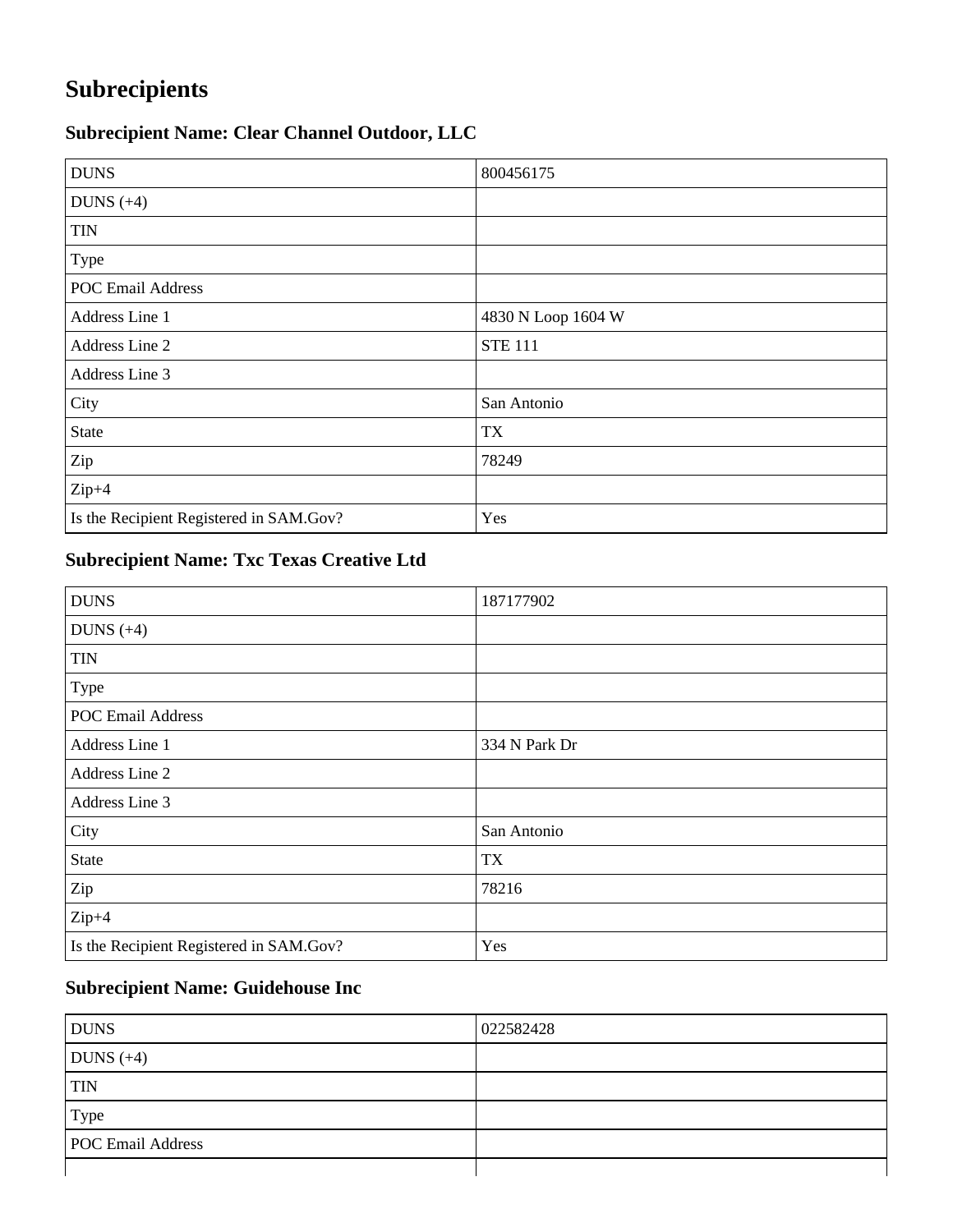# Subrecipients

## Subrecipient Name: Clear Channel Outdoor, LLC

| DUNS | 800456175 |
| --- | --- |
| DUNS (+4) | |
| TIN | |
| Type | |
| POC Email Address | |
| Address Line 1 | 4830 N Loop 1604 W |
| Address Line 2 | STE 111 |
| Address Line 3 | |
| City | San Antonio |
| State | TX |
| Zip | 78249 |
| Zip+4 | |
| Is the Recipient Registered in SAM.Gov? | Yes |

## Subrecipient Name: Txc Texas Creative Ltd

| DUNS | 187177902 |
| --- | --- |
| DUNS (+4) | |
| TIN | |
| Type | |
| POC Email Address | |
| Address Line 1 | 334 N Park Dr |
| Address Line 2 | |
| Address Line 3 | |
| City | San Antonio |
| State | TX |
| Zip | 78216 |
| Zip+4 | |
| Is the Recipient Registered in SAM.Gov? | Yes |

## Subrecipient Name: Guidehouse Inc

| DUNS | 022582428 |
| --- | --- |
| DUNS (+4) | |
| TIN | |
| Type | |
| POC Email Address | |
| | |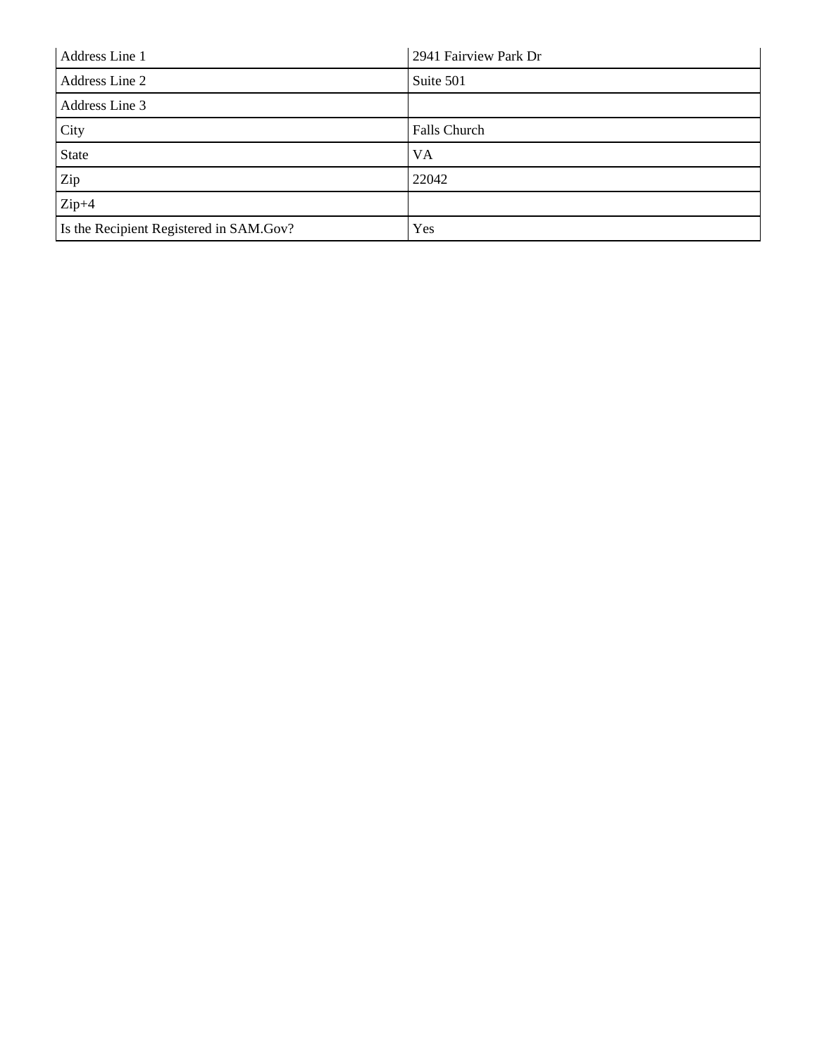| Address Line 1 | 2941 Fairview Park Dr |
|---|---|
| Address Line 2 | Suite 501 |
| Address Line 3 | |
| City | Falls Church |
| State | VA |
| Zip | 22042 |
| Zip+4 | |
| Is the Recipient Registered in SAM.Gov? | Yes |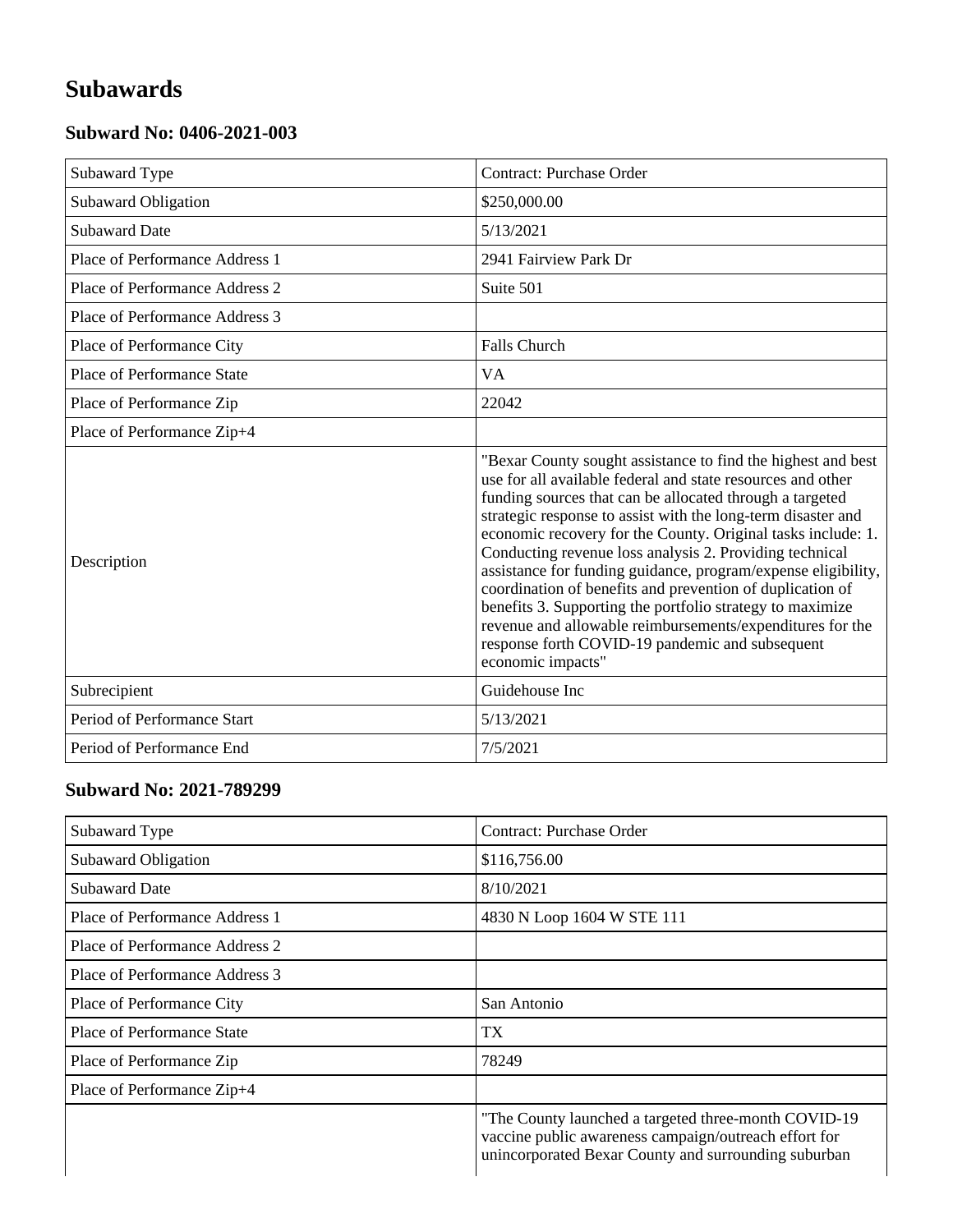## Subawards

### Subward No: 0406-2021-003

| | |
|---|---|
| Subaward Type | Contract: Purchase Order |
| Subaward Obligation | $250,000.00 |
| Subaward Date | 5/13/2021 |
| Place of Performance Address 1 | 2941 Fairview Park Dr |
| Place of Performance Address 2 | Suite 501 |
| Place of Performance Address 3 | |
| Place of Performance City | Falls Church |
| Place of Performance State | VA |
| Place of Performance Zip | 22042 |
| Place of Performance Zip+4 | |
| Description | "Bexar County sought assistance to find the highest and best use for all available federal and state resources and other funding sources that can be allocated through a targeted strategic response to assist with the long-term disaster and economic recovery for the County. Original tasks include: 1. Conducting revenue loss analysis 2. Providing technical assistance for funding guidance, program/expense eligibility, coordination of benefits and prevention of duplication of benefits 3. Supporting the portfolio strategy to maximize revenue and allowable reimbursements/expenditures for the response forth COVID-19 pandemic and subsequent economic impacts" |
| Subrecipient | Guidehouse Inc |
| Period of Performance Start | 5/13/2021 |
| Period of Performance End | 7/5/2021 |

### Subward No: 2021-789299

| | |
|---|---|
| Subaward Type | Contract: Purchase Order |
| Subaward Obligation | $116,756.00 |
| Subaward Date | 8/10/2021 |
| Place of Performance Address 1 | 4830 N Loop 1604 W STE 111 |
| Place of Performance Address 2 | |
| Place of Performance Address 3 | |
| Place of Performance City | San Antonio |
| Place of Performance State | TX |
| Place of Performance Zip | 78249 |
| Place of Performance Zip+4 | |
| | "The County launched a targeted three-month COVID-19 vaccine public awareness campaign/outreach effort for unincorporated Bexar County and surrounding suburban |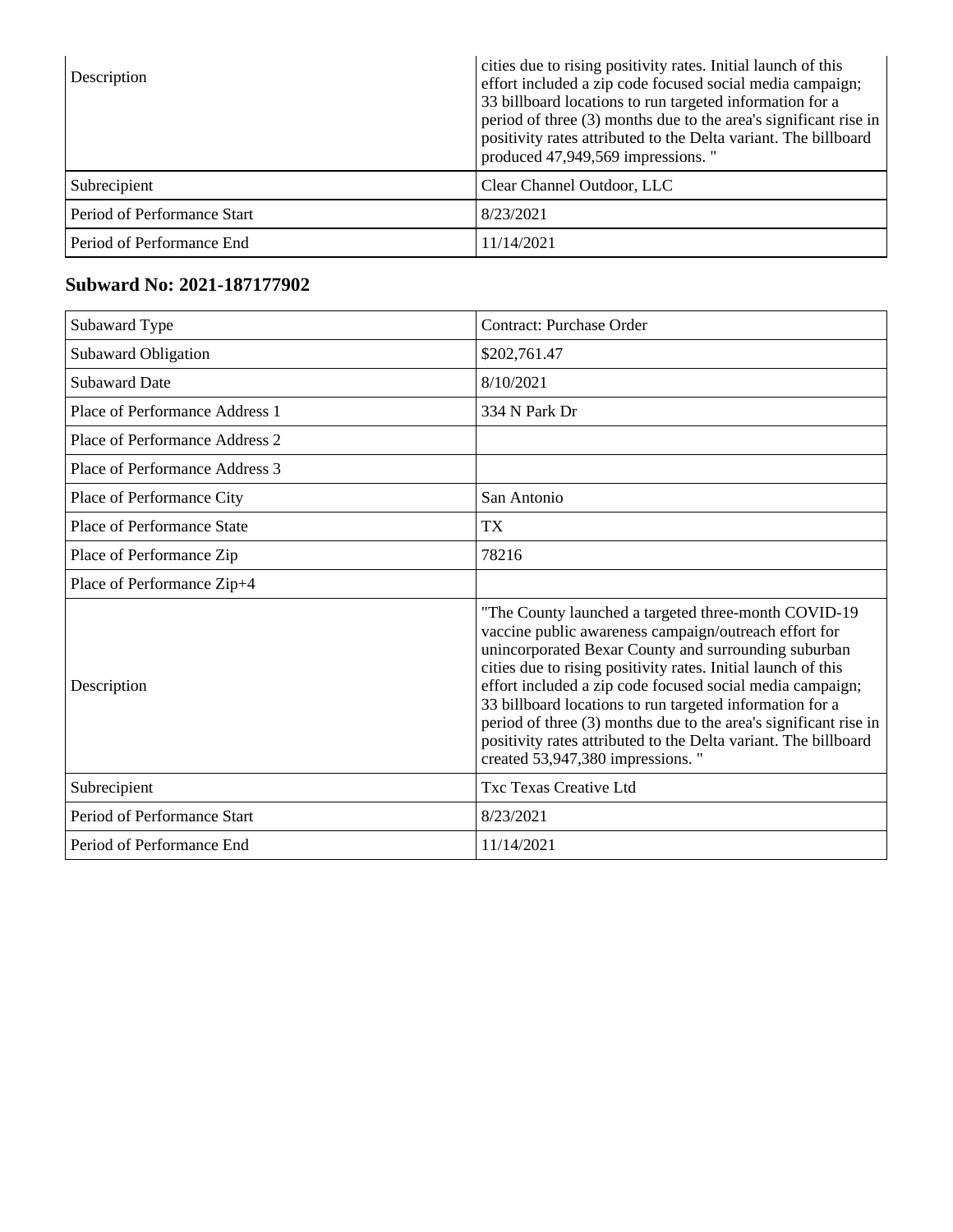| | |
|---|---|
| Description | cities due to rising positivity rates. Initial launch of this effort included a zip code focused social media campaign; 33 billboard locations to run targeted information for a period of three (3) months due to the area's significant rise in positivity rates attributed to the Delta variant. The billboard produced 47,949,569 impressions. " |
| Subrecipient | Clear Channel Outdoor, LLC |
| Period of Performance Start | 8/23/2021 |
| Period of Performance End | 11/14/2021 |

### Subward No: 2021-187177902

| | |
|---|---|
| Subaward Type | Contract: Purchase Order |
| Subaward Obligation | $202,761.47 |
| Subaward Date | 8/10/2021 |
| Place of Performance Address 1 | 334 N Park Dr |
| Place of Performance Address 2 | |
| Place of Performance Address 3 | |
| Place of Performance City | San Antonio |
| Place of Performance State | TX |
| Place of Performance Zip | 78216 |
| Place of Performance Zip+4 | |
| Description | "The County launched a targeted three-month COVID-19 vaccine public awareness campaign/outreach effort for unincorporated Bexar County and surrounding suburban cities due to rising positivity rates. Initial launch of this effort included a zip code focused social media campaign; 33 billboard locations to run targeted information for a period of three (3) months due to the area's significant rise in positivity rates attributed to the Delta variant. The billboard created 53,947,380 impressions. " |
| Subrecipient | Txc Texas Creative Ltd |
| Period of Performance Start | 8/23/2021 |
| Period of Performance End | 11/14/2021 |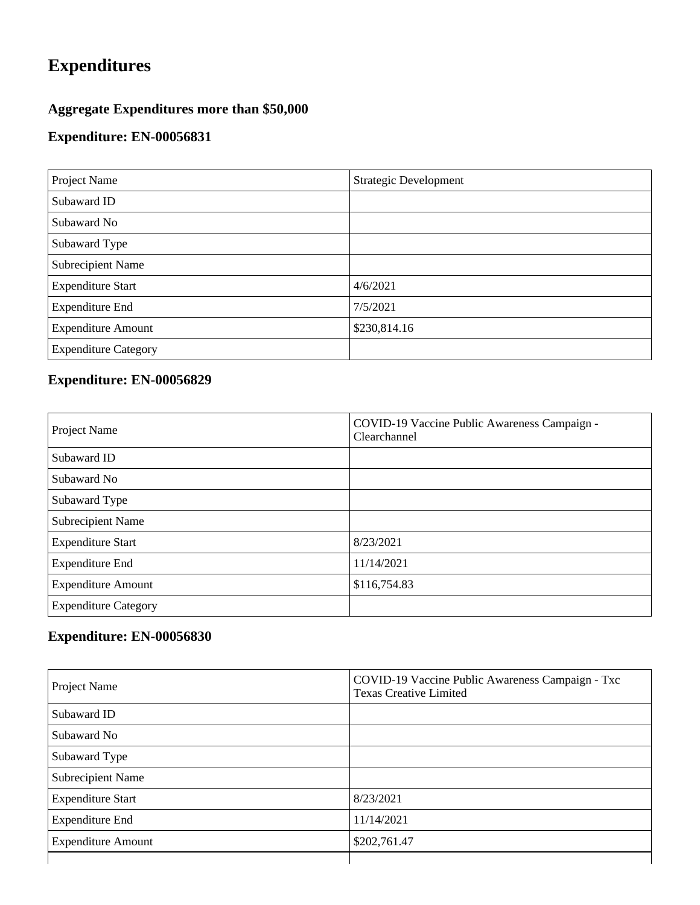# Expenditures

### Aggregate Expenditures more than $50,000

### Expenditure: EN-00056831

| | |
|---|---|
| Project Name | Strategic Development |
| Subaward ID | |
| Subaward No | |
| Subaward Type | |
| Subrecipient Name | |
| Expenditure Start | 4/6/2021 |
| Expenditure End | 7/5/2021 |
| Expenditure Amount | $230,814.16 |
| Expenditure Category | |

### Expenditure: EN-00056829

| | |
|---|---|
| Project Name | COVID-19 Vaccine Public Awareness Campaign - Clearchannel |
| Subaward ID | |
| Subaward No | |
| Subaward Type | |
| Subrecipient Name | |
| Expenditure Start | 8/23/2021 |
| Expenditure End | 11/14/2021 |
| Expenditure Amount | $116,754.83 |
| Expenditure Category | |

### Expenditure: EN-00056830

| | |
|---|---|
| Project Name | COVID-19 Vaccine Public Awareness Campaign - Txc Texas Creative Limited |
| Subaward ID | |
| Subaward No | |
| Subaward Type | |
| Subrecipient Name | |
| Expenditure Start | 8/23/2021 |
| Expenditure End | 11/14/2021 |
| Expenditure Amount | $202,761.47 |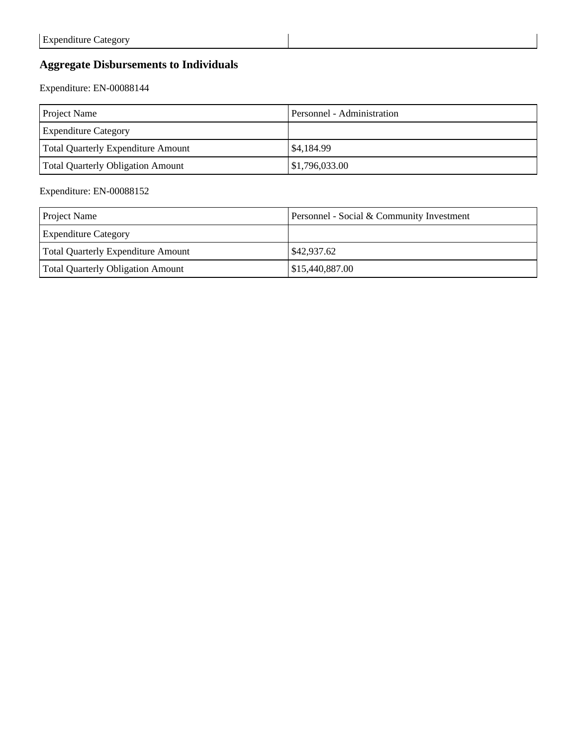| Expenditure Category | |
|---|---|

## Aggregate Disbursements to Individuals

Expenditure: EN-00088144

| Project Name | Personnel - Administration |
|---|---|
| Expenditure Category | |
| Total Quarterly Expenditure Amount | $4,184.99 |
| Total Quarterly Obligation Amount | $1,796,033.00 |

Expenditure: EN-00088152

| Project Name | Personnel - Social & Community Investment |
|---|---|
| Expenditure Category | |
| Total Quarterly Expenditure Amount | $42,937.62 |
| Total Quarterly Obligation Amount | $15,440,887.00 |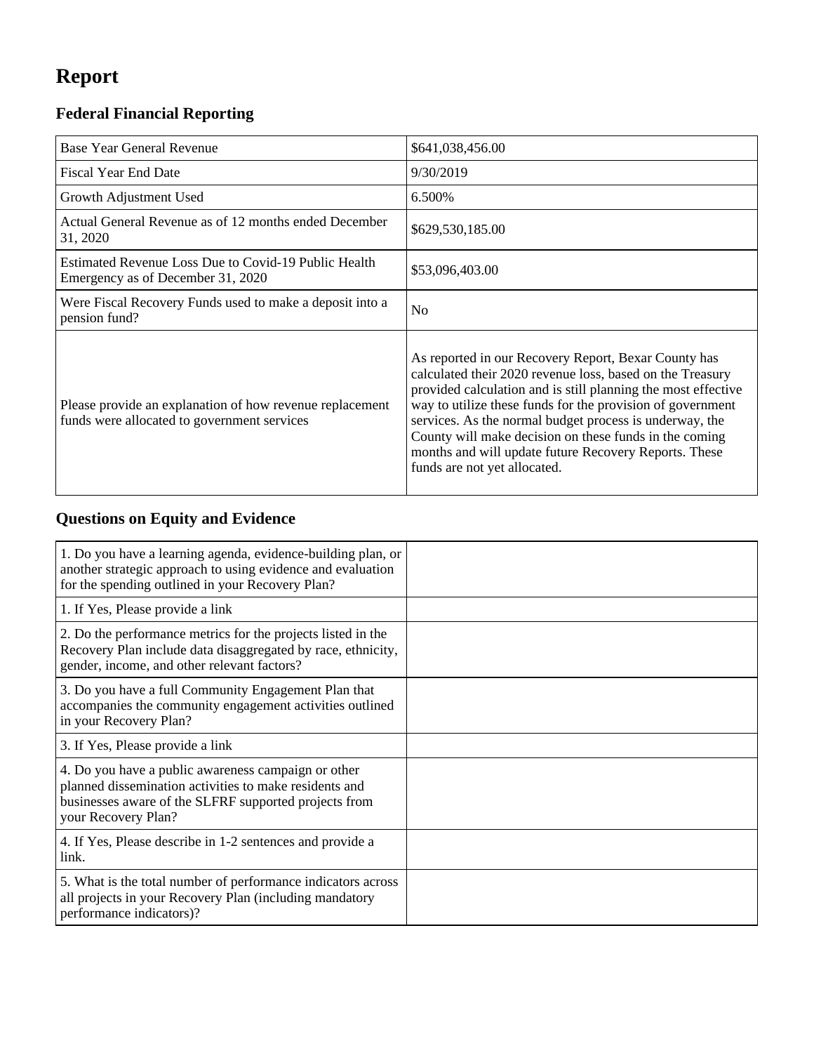# Report

## Federal Financial Reporting

| | |
|---|---|
| Base Year General Revenue | $641,038,456.00 |
| Fiscal Year End Date | 9/30/2019 |
| Growth Adjustment Used | 6.500% |
| Actual General Revenue as of 12 months ended December 31, 2020 | $629,530,185.00 |
| Estimated Revenue Loss Due to Covid-19 Public Health Emergency as of December 31, 2020 | $53,096,403.00 |
| Were Fiscal Recovery Funds used to make a deposit into a pension fund? | No |
| Please provide an explanation of how revenue replacement funds were allocated to government services | As reported in our Recovery Report, Bexar County has calculated their 2020 revenue loss, based on the Treasury provided calculation and is still planning the most effective way to utilize these funds for the provision of government services. As the normal budget process is underway, the County will make decision on these funds in the coming months and will update future Recovery Reports. These funds are not yet allocated. |

## Questions on Equity and Evidence

| | |
|---|---|
| 1. Do you have a learning agenda, evidence-building plan, or another strategic approach to using evidence and evaluation for the spending outlined in your Recovery Plan? | |
| 1. If Yes, Please provide a link | |
| 2. Do the performance metrics for the projects listed in the Recovery Plan include data disaggregated by race, ethnicity, gender, income, and other relevant factors? | |
| 3. Do you have a full Community Engagement Plan that accompanies the community engagement activities outlined in your Recovery Plan? | |
| 3. If Yes, Please provide a link | |
| 4. Do you have a public awareness campaign or other planned dissemination activities to make residents and businesses aware of the SLFRF supported projects from your Recovery Plan? | |
| 4. If Yes, Please describe in 1-2 sentences and provide a link. | |
| 5. What is the total number of performance indicators across all projects in your Recovery Plan (including mandatory performance indicators)? | |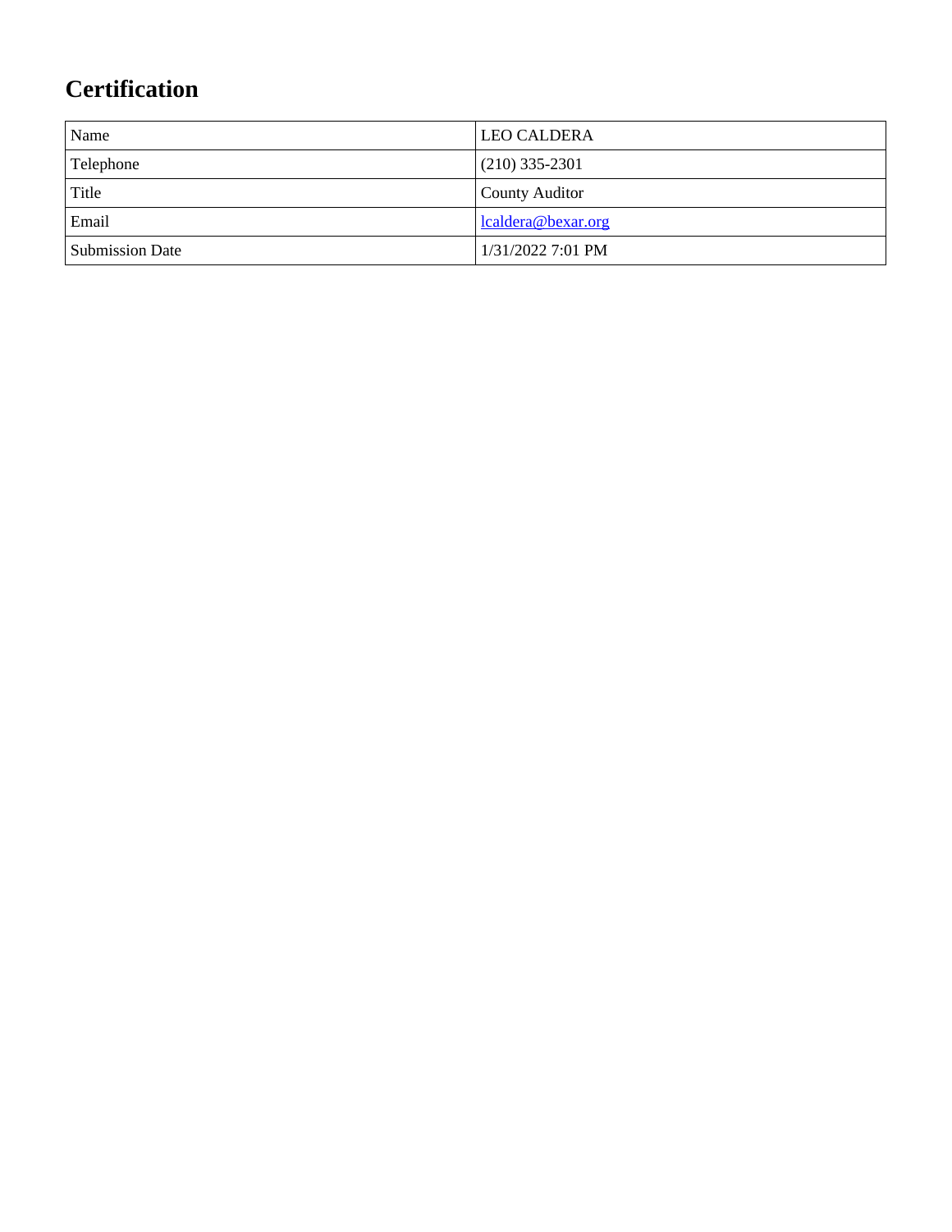## Certification

| | |
|---|---|
| Name | LEO CALDERA |
| Telephone | (210) 335-2301 |
| Title | County Auditor |
| Email | lcaldera@bexar.org |
| Submission Date | 1/31/2022 7:01 PM |